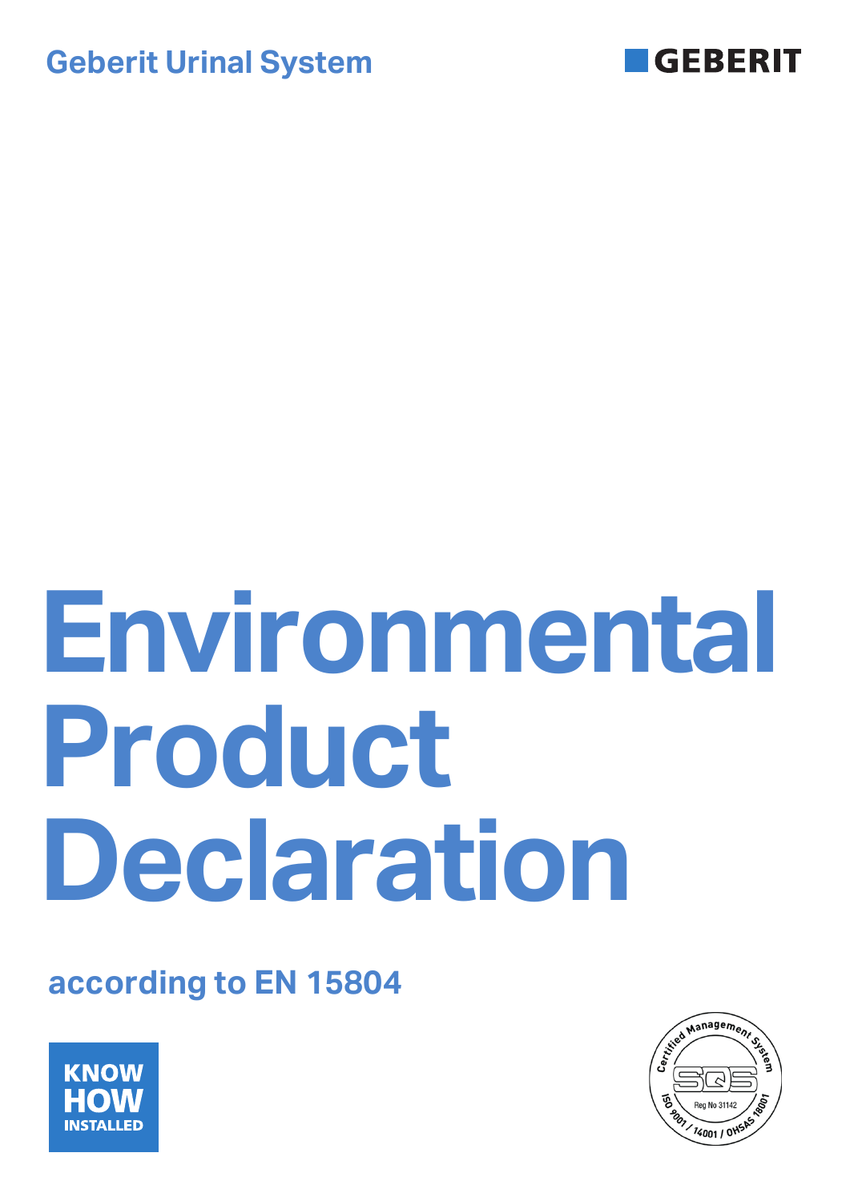Geberit Urinal System

GEBERIT

# Environmental Product Declaration

according to EN 15804

KNOW HOW INSTALLED

Certified Management System SQS Reg No 31142 ISO 9001 / 14001 / OHSAS 18001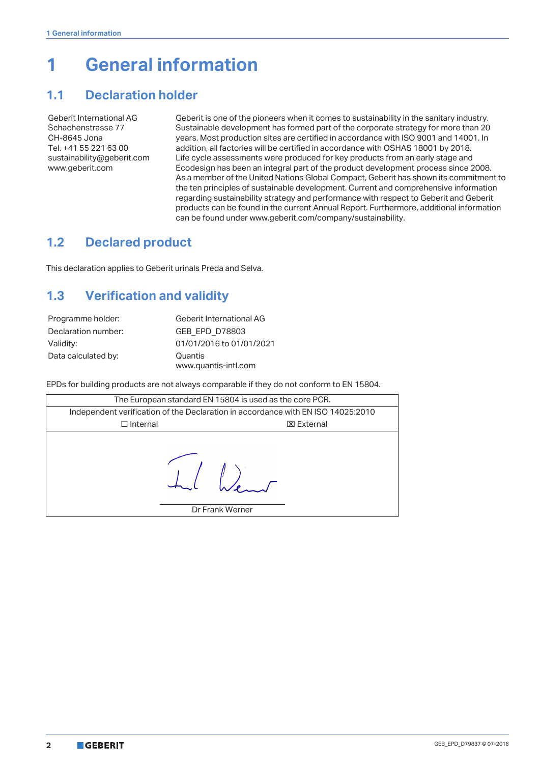# 1 General information

## 1.1 Declaration holder

Geberit International AG
Schachenstrasse 77
CH-8645 Jona
Tel. +41 55 221 63 00
sustainability@geberit.com
www.geberit.com

Geberit is one of the pioneers when it comes to sustainability in the sanitary industry. Sustainable development has formed part of the corporate strategy for more than 20 years. Most production sites are certified in accordance with ISO 9001 and 14001. In addition, all factories will be certified in accordance with OSHAS 18001 by 2018. Life cycle assessments were produced for key products from an early stage and Ecodesign has been an integral part of the product development process since 2008. As a member of the United Nations Global Compact, Geberit has shown its commitment to the ten principles of sustainable development. Current and comprehensive information regarding sustainability strategy and performance with respect to Geberit and Geberit products can be found in the current Annual Report. Furthermore, additional information can be found under www.geberit.com/company/sustainability.

## 1.2 Declared product

This declaration applies to Geberit urinals Preda and Selva.

## 1.3 Verification and validity

| | |
|---|---|
| Programme holder: | Geberit International AG |
| Declaration number: | GEB_EPD_D78803 |
| Validity: | 01/01/2016 to 01/01/2021 |
| Data calculated by: | Quantis<br>www.quantis-intl.com |

EPDs for building products are not always comparable if they do not conform to EN 15804.

| The European standard EN 15804 is used as the core PCR. | |
|---|---|
| Independent verification of the Declaration in accordance with EN ISO 14025:2010 | |
| ☐ Internal | ☒ External |
| Dr Frank Werner | |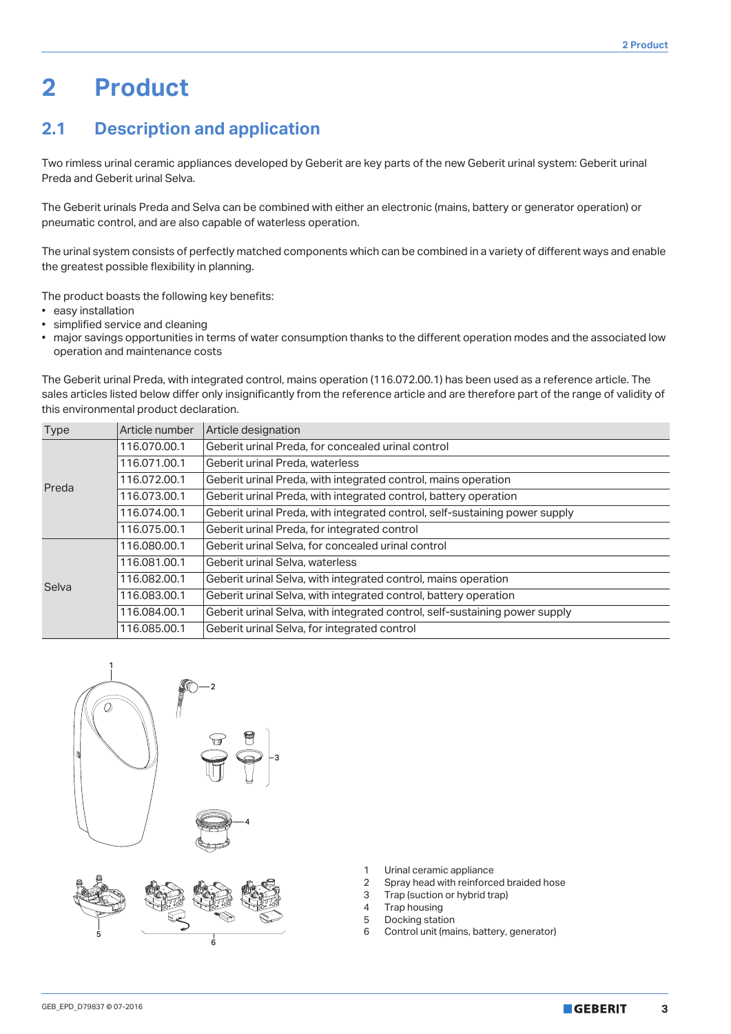# 2 Product

## 2.1 Description and application

Two rimless urinal ceramic appliances developed by Geberit are key parts of the new Geberit urinal system: Geberit urinal Preda and Geberit urinal Selva.

The Geberit urinals Preda and Selva can be combined with either an electronic (mains, battery or generator operation) or pneumatic control, and are also capable of waterless operation.

The urinal system consists of perfectly matched components which can be combined in a variety of different ways and enable the greatest possible flexibility in planning.

The product boasts the following key benefits:

- easy installation
- simplified service and cleaning
- major savings opportunities in terms of water consumption thanks to the different operation modes and the associated low operation and maintenance costs

The Geberit urinal Preda, with integrated control, mains operation (116.072.00.1) has been used as a reference article. The sales articles listed below differ only insignificantly from the reference article and are therefore part of the range of validity of this environmental product declaration.

| Type | Article number | Article designation |
|---|---|---|
| Preda | 116.070.00.1 | Geberit urinal Preda, for concealed urinal control |
| | 116.071.00.1 | Geberit urinal Preda, waterless |
| | 116.072.00.1 | Geberit urinal Preda, with integrated control, mains operation |
| | 116.073.00.1 | Geberit urinal Preda, with integrated control, battery operation |
| | 116.074.00.1 | Geberit urinal Preda, with integrated control, self-sustaining power supply |
| | 116.075.00.1 | Geberit urinal Preda, for integrated control |
| Selva | 116.080.00.1 | Geberit urinal Selva, for concealed urinal control |
| | 116.081.00.1 | Geberit urinal Selva, waterless |
| | 116.082.00.1 | Geberit urinal Selva, with integrated control, mains operation |
| | 116.083.00.1 | Geberit urinal Selva, with integrated control, battery operation |
| | 116.084.00.1 | Geberit urinal Selva, with integrated control, self-sustaining power supply |
| | 116.085.00.1 | Geberit urinal Selva, for integrated control |

1 Urinal ceramic appliance
2 Spray head with reinforced braided hose
3 Trap (suction or hybrid trap)
4 Trap housing
5 Docking station
6 Control unit (mains, battery, generator)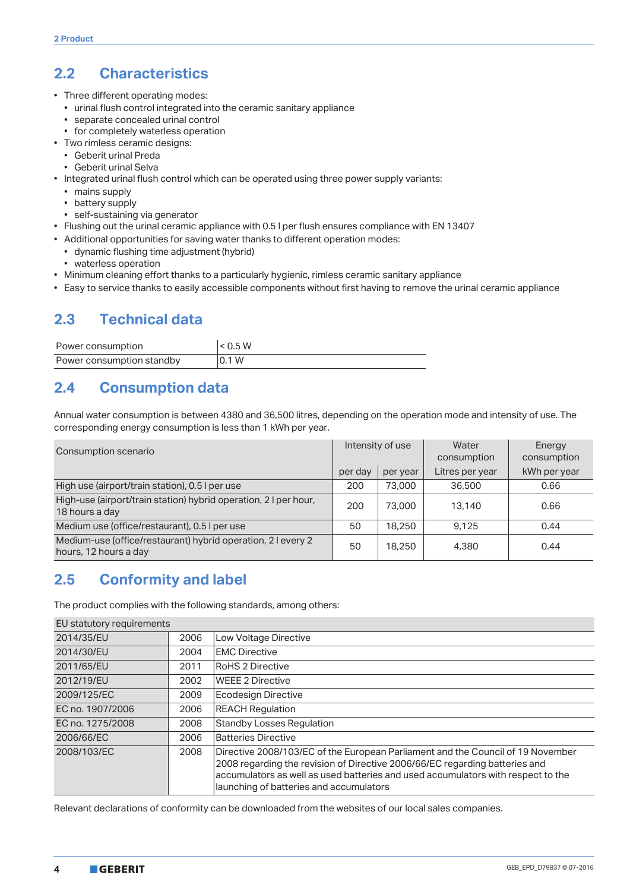## 2.2 Characteristics

- Three different operating modes:
  - urinal flush control integrated into the ceramic sanitary appliance
  - separate concealed urinal control
  - for completely waterless operation
- Two rimless ceramic designs:
  - Geberit urinal Preda
  - Geberit urinal Selva
- Integrated urinal flush control which can be operated using three power supply variants:
  - mains supply
  - battery supply
  - self-sustaining via generator
- Flushing out the urinal ceramic appliance with 0.5 l per flush ensures compliance with EN 13407
- Additional opportunities for saving water thanks to different operation modes:
  - dynamic flushing time adjustment (hybrid)
  - waterless operation
- Minimum cleaning effort thanks to a particularly hygienic, rimless ceramic sanitary appliance
- Easy to service thanks to easily accessible components without first having to remove the urinal ceramic appliance

## 2.3 Technical data

| Power consumption | < 0.5 W |
|---|---|
| Power consumption standby | 0.1 W |

## 2.4 Consumption data

Annual water consumption is between 4380 and 36,500 litres, depending on the operation mode and intensity of use. The corresponding energy consumption is less than 1 kWh per year.

| Consumption scenario | Intensity of use | | Water consumption | Energy consumption |
|---|---|---|---|---|
| | per day | per year | Litres per year | kWh per year |
| High use (airport/train station), 0.5 l per use | 200 | 73,000 | 36,500 | 0.66 |
| High-use (airport/train station) hybrid operation, 2 l per hour, 18 hours a day | 200 | 73,000 | 13,140 | 0.66 |
| Medium use (office/restaurant), 0.5 l per use | 50 | 18,250 | 9,125 | 0.44 |
| Medium-use (office/restaurant) hybrid operation, 2 l every 2 hours, 12 hours a day | 50 | 18,250 | 4,380 | 0.44 |

## 2.5 Conformity and label

The product complies with the following standards, among others:

| EU statutory requirements | | |
|---|---|---|
| 2014/35/EU | 2006 | Low Voltage Directive |
| 2014/30/EU | 2004 | EMC Directive |
| 2011/65/EU | 2011 | RoHS 2 Directive |
| 2012/19/EU | 2002 | WEEE 2 Directive |
| 2009/125/EC | 2009 | Ecodesign Directive |
| EC no. 1907/2006 | 2006 | REACH Regulation |
| EC no. 1275/2008 | 2008 | Standby Losses Regulation |
| 2006/66/EC | 2006 | Batteries Directive |
| 2008/103/EC | 2008 | Directive 2008/103/EC of the European Parliament and the Council of 19 November 2008 regarding the revision of Directive 2006/66/EC regarding batteries and accumulators as well as used batteries and used accumulators with respect to the launching of batteries and accumulators |

Relevant declarations of conformity can be downloaded from the websites of our local sales companies.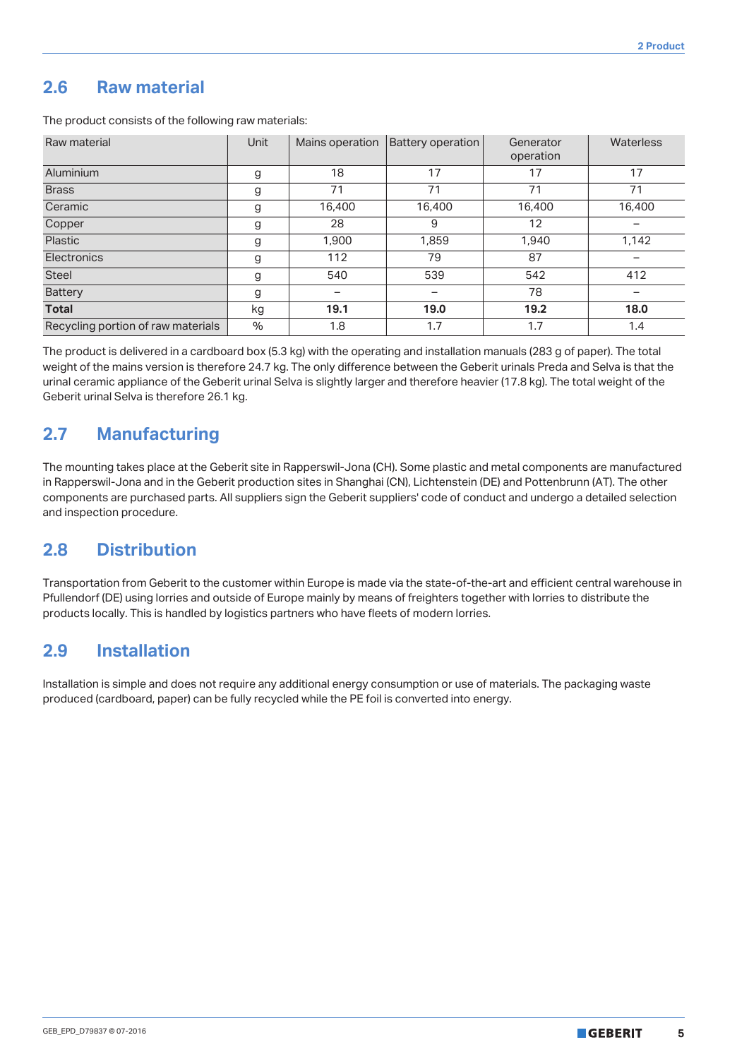## 2.6 Raw material

The product consists of the following raw materials:

| Raw material | Unit | Mains operation | Battery operation | Generator operation | Waterless |
|---|---|---|---|---|---|
| Aluminium | g | 18 | 17 | 17 | 17 |
| Brass | g | 71 | 71 | 71 | 71 |
| Ceramic | g | 16,400 | 16,400 | 16,400 | 16,400 |
| Copper | g | 28 | 9 | 12 | – |
| Plastic | g | 1,900 | 1,859 | 1,940 | 1,142 |
| Electronics | g | 112 | 79 | 87 | – |
| Steel | g | 540 | 539 | 542 | 412 |
| Battery | g | – | – | 78 | – |
| **Total** | kg | **19.1** | **19.0** | **19.2** | **18.0** |
| Recycling portion of raw materials | % | 1.8 | 1.7 | 1.7 | 1.4 |

The product is delivered in a cardboard box (5.3 kg) with the operating and installation manuals (283 g of paper). The total weight of the mains version is therefore 24.7 kg. The only difference between the Geberit urinals Preda and Selva is that the urinal ceramic appliance of the Geberit urinal Selva is slightly larger and therefore heavier (17.8 kg). The total weight of the Geberit urinal Selva is therefore 26.1 kg.

## 2.7 Manufacturing

The mounting takes place at the Geberit site in Rapperswil-Jona (CH). Some plastic and metal components are manufactured in Rapperswil-Jona and in the Geberit production sites in Shanghai (CN), Lichtenstein (DE) and Pottenbrunn (AT). The other components are purchased parts. All suppliers sign the Geberit suppliers' code of conduct and undergo a detailed selection and inspection procedure.

## 2.8 Distribution

Transportation from Geberit to the customer within Europe is made via the state-of-the-art and efficient central warehouse in Pfullendorf (DE) using lorries and outside of Europe mainly by means of freighters together with lorries to distribute the products locally. This is handled by logistics partners who have fleets of modern lorries.

## 2.9 Installation

Installation is simple and does not require any additional energy consumption or use of materials. The packaging waste produced (cardboard, paper) can be fully recycled while the PE foil is converted into energy.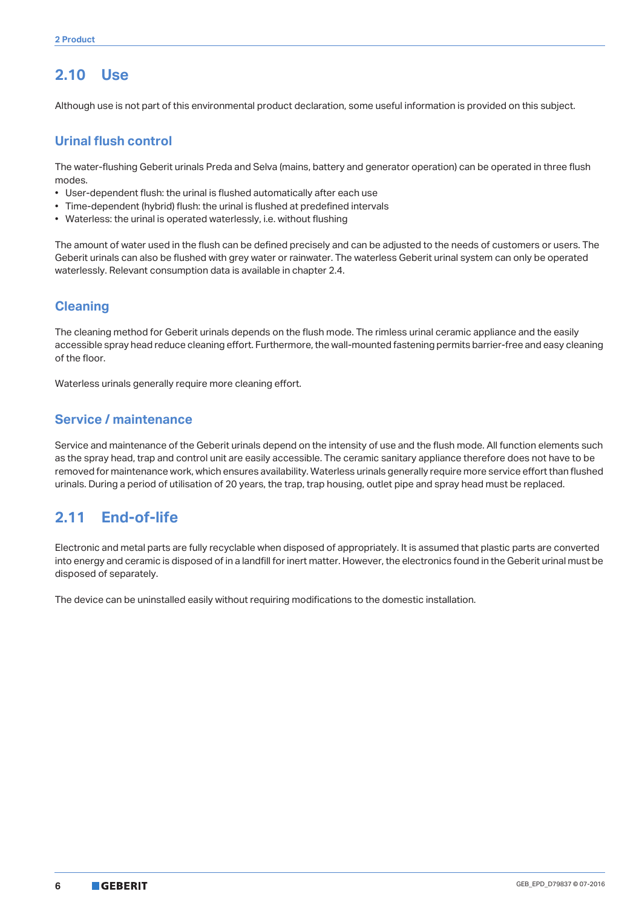## 2.10 Use

Although use is not part of this environmental product declaration, some useful information is provided on this subject.

### Urinal flush control

The water-flushing Geberit urinals Preda and Selva (mains, battery and generator operation) can be operated in three flush modes.

- User-dependent flush: the urinal is flushed automatically after each use
- Time-dependent (hybrid) flush: the urinal is flushed at predefined intervals
- Waterless: the urinal is operated waterlessly, i.e. without flushing

The amount of water used in the flush can be defined precisely and can be adjusted to the needs of customers or users. The Geberit urinals can also be flushed with grey water or rainwater. The waterless Geberit urinal system can only be operated waterlessly. Relevant consumption data is available in chapter 2.4.

### Cleaning

The cleaning method for Geberit urinals depends on the flush mode. The rimless urinal ceramic appliance and the easily accessible spray head reduce cleaning effort. Furthermore, the wall-mounted fastening permits barrier-free and easy cleaning of the floor.

Waterless urinals generally require more cleaning effort.

### Service / maintenance

Service and maintenance of the Geberit urinals depend on the intensity of use and the flush mode. All function elements such as the spray head, trap and control unit are easily accessible. The ceramic sanitary appliance therefore does not have to be removed for maintenance work, which ensures availability. Waterless urinals generally require more service effort than flushed urinals. During a period of utilisation of 20 years, the trap, trap housing, outlet pipe and spray head must be replaced.

## 2.11 End-of-life

Electronic and metal parts are fully recyclable when disposed of appropriately. It is assumed that plastic parts are converted into energy and ceramic is disposed of in a landfill for inert matter. However, the electronics found in the Geberit urinal must be disposed of separately.

The device can be uninstalled easily without requiring modifications to the domestic installation.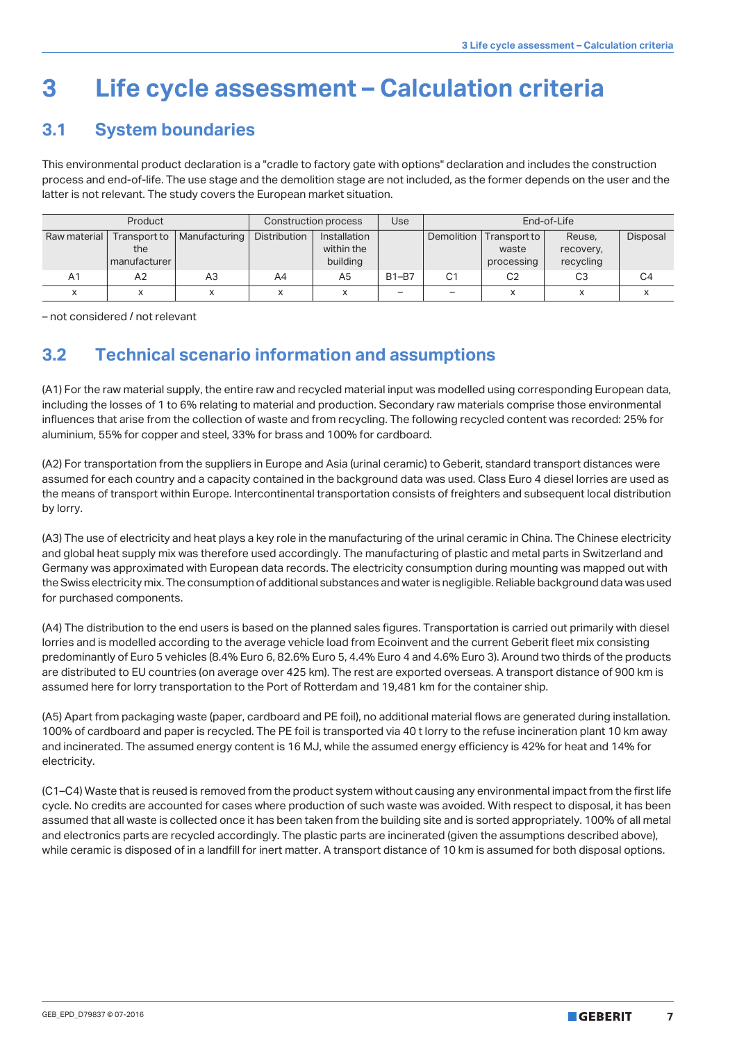# 3 Life cycle assessment – Calculation criteria

## 3.1 System boundaries

This environmental product declaration is a "cradle to factory gate with options" declaration and includes the construction process and end-of-life. The use stage and the demolition stage are not included, as the former depends on the user and the latter is not relevant. The study covers the European market situation.

| Product | | | Construction process | | Use | End-of-Life | | | |
|---|---|---|---|---|---|---|---|---|---|
| Raw material | Transport to the manufacturer | Manufacturing | Distribution | Installation within the building | | Demolition | Transport to waste processing | Reuse, recovery, recycling | Disposal |
| A1 | A2 | A3 | A4 | A5 | B1–B7 | C1 | C2 | C3 | C4 |
| x | x | x | x | x | – | – | x | x | x |

– not considered / not relevant

## 3.2 Technical scenario information and assumptions

(A1) For the raw material supply, the entire raw and recycled material input was modelled using corresponding European data, including the losses of 1 to 6% relating to material and production. Secondary raw materials comprise those environmental influences that arise from the collection of waste and from recycling. The following recycled content was recorded: 25% for aluminium, 55% for copper and steel, 33% for brass and 100% for cardboard.

(A2) For transportation from the suppliers in Europe and Asia (urinal ceramic) to Geberit, standard transport distances were assumed for each country and a capacity contained in the background data was used. Class Euro 4 diesel lorries are used as the means of transport within Europe. Intercontinental transportation consists of freighters and subsequent local distribution by lorry.

(A3) The use of electricity and heat plays a key role in the manufacturing of the urinal ceramic in China. The Chinese electricity and global heat supply mix was therefore used accordingly. The manufacturing of plastic and metal parts in Switzerland and Germany was approximated with European data records. The electricity consumption during mounting was mapped out with the Swiss electricity mix. The consumption of additional substances and water is negligible. Reliable background data was used for purchased components.

(A4) The distribution to the end users is based on the planned sales figures. Transportation is carried out primarily with diesel lorries and is modelled according to the average vehicle load from Ecoinvent and the current Geberit fleet mix consisting predominantly of Euro 5 vehicles (8.4% Euro 6, 82.6% Euro 5, 4.4% Euro 4 and 4.6% Euro 3). Around two thirds of the products are distributed to EU countries (on average over 425 km). The rest are exported overseas. A transport distance of 900 km is assumed here for lorry transportation to the Port of Rotterdam and 19,481 km for the container ship.

(A5) Apart from packaging waste (paper, cardboard and PE foil), no additional material flows are generated during installation. 100% of cardboard and paper is recycled. The PE foil is transported via 40 t lorry to the refuse incineration plant 10 km away and incinerated. The assumed energy content is 16 MJ, while the assumed energy efficiency is 42% for heat and 14% for electricity.

(C1–C4) Waste that is reused is removed from the product system without causing any environmental impact from the first life cycle. No credits are accounted for cases where production of such waste was avoided. With respect to disposal, it has been assumed that all waste is collected once it has been taken from the building site and is sorted appropriately. 100% of all metal and electronics parts are recycled accordingly. The plastic parts are incinerated (given the assumptions described above), while ceramic is disposed of in a landfill for inert matter. A transport distance of 10 km is assumed for both disposal options.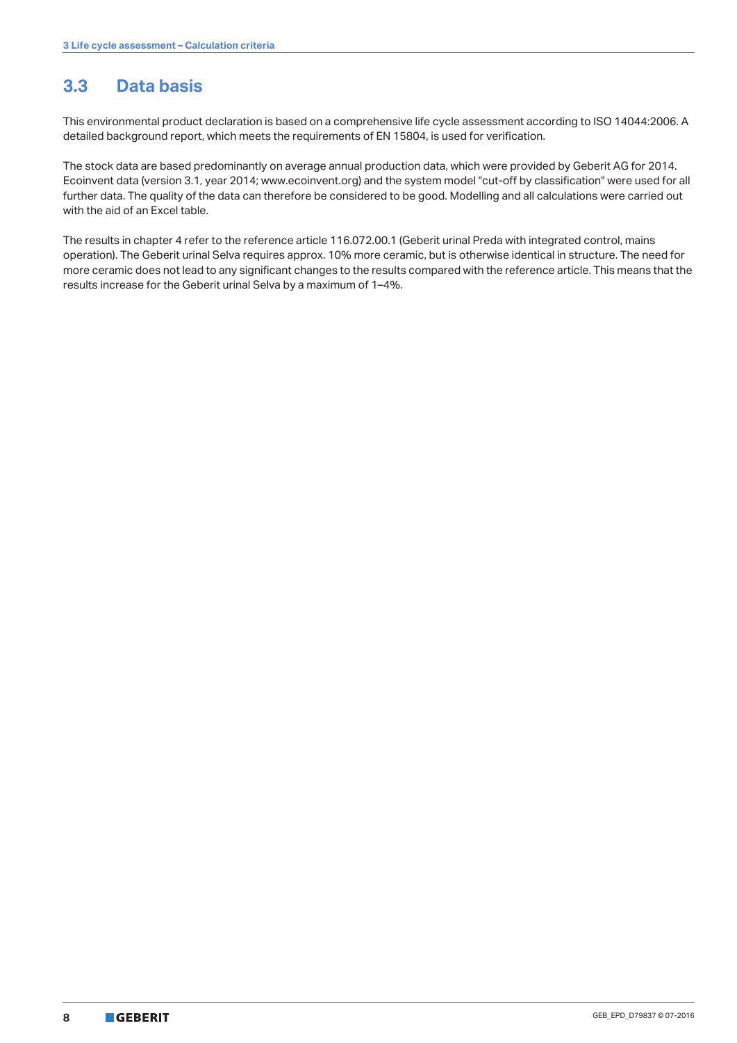## 3.3 Data basis

This environmental product declaration is based on a comprehensive life cycle assessment according to ISO 14044:2006. A detailed background report, which meets the requirements of EN 15804, is used for verification.

The stock data are based predominantly on average annual production data, which were provided by Geberit AG for 2014. Ecoinvent data (version 3.1, year 2014; www.ecoinvent.org) and the system model "cut-off by classification" were used for all further data. The quality of the data can therefore be considered to be good. Modelling and all calculations were carried out with the aid of an Excel table.

The results in chapter 4 refer to the reference article 116.072.00.1 (Geberit urinal Preda with integrated control, mains operation). The Geberit urinal Selva requires approx. 10% more ceramic, but is otherwise identical in structure. The need for more ceramic does not lead to any significant changes to the results compared with the reference article. This means that the results increase for the Geberit urinal Selva by a maximum of 1–4%.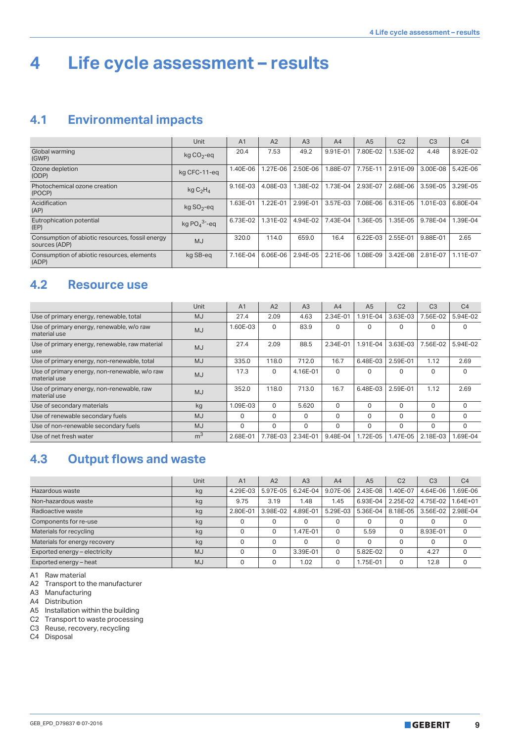# 4 Life cycle assessment – results

## 4.1 Environmental impacts

| | Unit | A1 | A2 | A3 | A4 | A5 | C2 | C3 | C4 |
|---|---|---|---|---|---|---|---|---|---|
| Global warming (GWP) | kg $CO_2$-eq | 20.4 | 7.53 | 49.2 | 9.91E-01 | 7.80E-02 | 1.53E-02 | 4.48 | 8.92E-02 |
| Ozone depletion (ODP) | kg CFC-11-eq | 1.40E-06 | 1.27E-06 | 2.50E-06 | 1.88E-07 | 7.75E-11 | 2.91E-09 | 3.00E-08 | 5.42E-06 |
| Photochemical ozone creation (POCP) | kg $C_2H_4$ | 9.16E-03 | 4.08E-03 | 1.38E-02 | 1.73E-04 | 2.93E-07 | 2.68E-06 | 3.59E-05 | 3.29E-05 |
| Acidification (AP) | kg $SO_2$-eq | 1.63E-01 | 1.22E-01 | 2.99E-01 | 3.57E-03 | 7.08E-06 | 6.31E-05 | 1.01E-03 | 6.80E-04 |
| Eutrophication potential (EP) | kg $PO_4^{3-}$-eq | 6.73E-02 | 1.31E-02 | 4.94E-02 | 7.43E-04 | 1.36E-05 | 1.35E-05 | 9.78E-04 | 1.39E-04 |
| Consumption of abiotic resources, fossil energy sources (ADP) | MJ | 320.0 | 114.0 | 659.0 | 16.4 | 6.22E-03 | 2.55E-01 | 9.88E-01 | 2.65 |
| Consumption of abiotic resources, elements (ADP) | kg SB-eq | 7.16E-04 | 6.06E-06 | 2.94E-05 | 2.21E-06 | 1.08E-09 | 3.42E-08 | 2.81E-07 | 1.11E-07 |

## 4.2 Resource use

| | Unit | A1 | A2 | A3 | A4 | A5 | C2 | C3 | C4 |
|---|---|---|---|---|---|---|---|---|---|
| Use of primary energy, renewable, total | MJ | 27.4 | 2.09 | 4.63 | 2.34E-01 | 1.91E-04 | 3.63E-03 | 7.56E-02 | 5.94E-02 |
| Use of primary energy, renewable, w/o raw material use | MJ | 1.60E-03 | 0 | 83.9 | 0 | 0 | 0 | 0 | 0 |
| Use of primary energy, renewable, raw material use | MJ | 27.4 | 2.09 | 88.5 | 2.34E-01 | 1.91E-04 | 3.63E-03 | 7.56E-02 | 5.94E-02 |
| Use of primary energy, non-renewable, total | MJ | 335.0 | 118.0 | 712.0 | 16.7 | 6.48E-03 | 2.59E-01 | 1.12 | 2.69 |
| Use of primary energy, non-renewable, w/o raw material use | MJ | 17.3 | 0 | 4.16E-01 | 0 | 0 | 0 | 0 | 0 |
| Use of primary energy, non-renewable, raw material use | MJ | 352.0 | 118.0 | 713.0 | 16.7 | 6.48E-03 | 2.59E-01 | 1.12 | 2.69 |
| Use of secondary materials | kg | 1.09E-03 | 0 | 5.620 | 0 | 0 | 0 | 0 | 0 |
| Use of renewable secondary fuels | MJ | 0 | 0 | 0 | 0 | 0 | 0 | 0 | 0 |
| Use of non-renewable secondary fuels | MJ | 0 | 0 | 0 | 0 | 0 | 0 | 0 | 0 |
| Use of net fresh water | $m^3$ | 2.68E-01 | 7.78E-03 | 2.34E-01 | 9.48E-04 | 1.72E-05 | 1.47E-05 | 2.18E-03 | 1.69E-04 |

## 4.3 Output flows and waste

| | Unit | A1 | A2 | A3 | A4 | A5 | C2 | C3 | C4 |
|---|---|---|---|---|---|---|---|---|---|
| Hazardous waste | kg | 4.29E-03 | 5.97E-05 | 6.24E-04 | 9.07E-06 | 2.43E-08 | 1.40E-07 | 4.64E-06 | 1.69E-06 |
| Non-hazardous waste | kg | 9.75 | 3.19 | 1.48 | 1.45 | 6.93E-04 | 2.25E-02 | 4.75E-02 | 1.64E+01 |
| Radioactive waste | kg | 2.80E-01 | 3.98E-02 | 4.89E-01 | 5.29E-03 | 5.36E-04 | 8.18E-05 | 3.56E-02 | 2.98E-04 |
| Components for re-use | kg | 0 | 0 | 0 | 0 | 0 | 0 | 0 | 0 |
| Materials for recycling | kg | 0 | 0 | 1.47E-01 | 0 | 5.59 | 0 | 8.93E-01 | 0 |
| Materials for energy recovery | kg | 0 | 0 | 0 | 0 | 0 | 0 | 0 | 0 |
| Exported energy – electricity | MJ | 0 | 0 | 3.39E-01 | 0 | 5.82E-02 | 0 | 4.27 | 0 |
| Exported energy – heat | MJ | 0 | 0 | 1.02 | 0 | 1.75E-01 | 0 | 12.8 | 0 |

A1 Raw material
A2 Transport to the manufacturer
A3 Manufacturing
A4 Distribution
A5 Installation within the building
C2 Transport to waste processing
C3 Reuse, recovery, recycling
C4 Disposal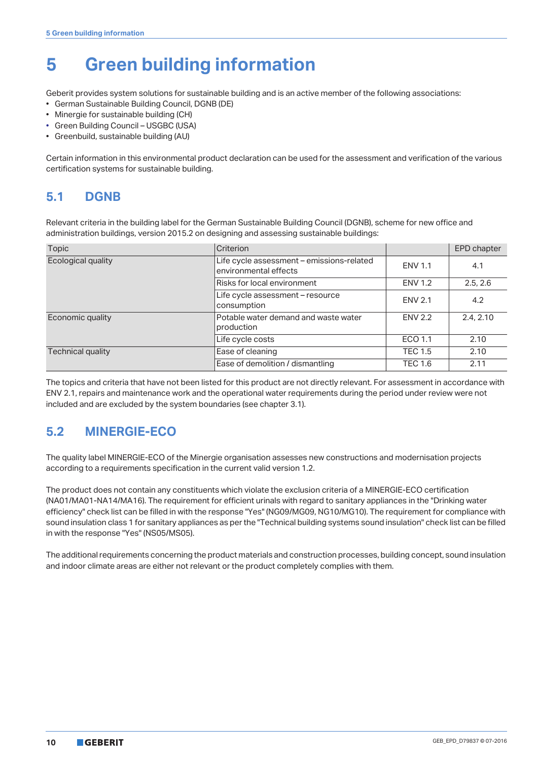# 5 Green building information

Geberit provides system solutions for sustainable building and is an active member of the following associations:

- German Sustainable Building Council, DGNB (DE)
- Minergie for sustainable building (CH)
- Green Building Council – USGBC (USA)
- Greenbuild, sustainable building (AU)

Certain information in this environmental product declaration can be used for the assessment and verification of the various certification systems for sustainable building.

## 5.1 DGNB

Relevant criteria in the building label for the German Sustainable Building Council (DGNB), scheme for new office and administration buildings, version 2015.2 on designing and assessing sustainable buildings:

| Topic | Criterion | | EPD chapter |
|---|---|---|---|
| Ecological quality | Life cycle assessment – emissions-related environmental effects | ENV 1.1 | 4.1 |
| | Risks for local environment | ENV 1.2 | 2.5, 2.6 |
| | Life cycle assessment – resource consumption | ENV 2.1 | 4.2 |
| Economic quality | Potable water demand and waste water production | ENV 2.2 | 2.4, 2.10 |
| | Life cycle costs | ECO 1.1 | 2.10 |
| Technical quality | Ease of cleaning | TEC 1.5 | 2.10 |
| | Ease of demolition / dismantling | TEC 1.6 | 2.11 |

The topics and criteria that have not been listed for this product are not directly relevant. For assessment in accordance with ENV 2.1, repairs and maintenance work and the operational water requirements during the period under review were not included and are excluded by the system boundaries (see chapter 3.1).

## 5.2 MINERGIE-ECO

The quality label MINERGIE-ECO of the Minergie organisation assesses new constructions and modernisation projects according to a requirements specification in the current valid version 1.2.

The product does not contain any constituents which violate the exclusion criteria of a MINERGIE-ECO certification (NA01/MA01-NA14/MA16). The requirement for efficient urinals with regard to sanitary appliances in the "Drinking water efficiency" check list can be filled in with the response "Yes" (NG09/MG09, NG10/MG10). The requirement for compliance with sound insulation class 1 for sanitary appliances as per the "Technical building systems sound insulation" check list can be filled in with the response "Yes" (NS05/MS05).

The additional requirements concerning the product materials and construction processes, building concept, sound insulation and indoor climate areas are either not relevant or the product completely complies with them.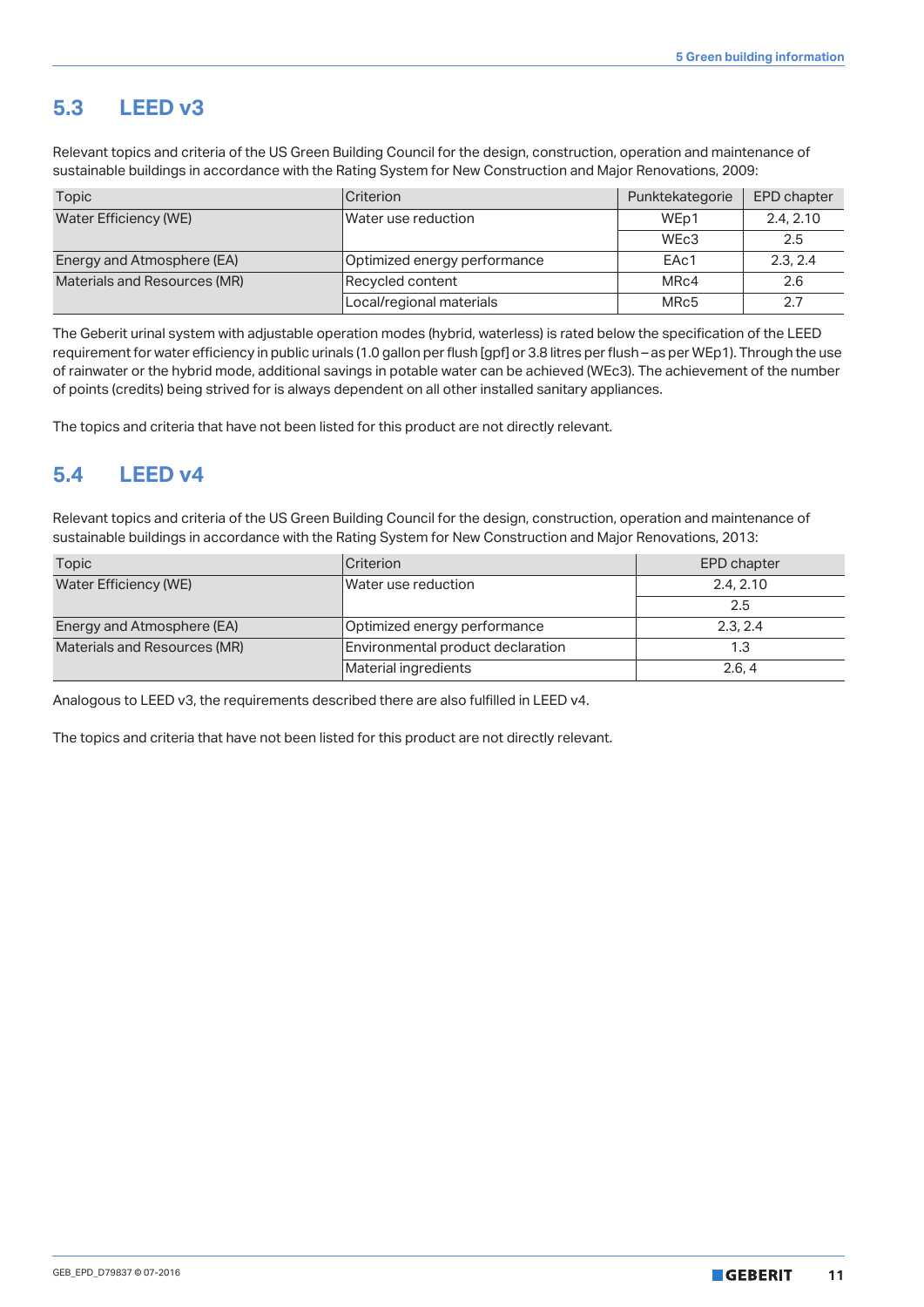## 5.3 LEED v3

Relevant topics and criteria of the US Green Building Council for the design, construction, operation and maintenance of sustainable buildings in accordance with the Rating System for New Construction and Major Renovations, 2009:

| Topic | Criterion | Punktekategorie | EPD chapter |
|---|---|---|---|
| Water Efficiency (WE) | Water use reduction | WEp1 | 2.4, 2.10 |
| | | WEc3 | 2.5 |
| Energy and Atmosphere (EA) | Optimized energy performance | EAc1 | 2.3, 2.4 |
| Materials and Resources (MR) | Recycled content | MRc4 | 2.6 |
| | Local/regional materials | MRc5 | 2.7 |

The Geberit urinal system with adjustable operation modes (hybrid, waterless) is rated below the specification of the LEED requirement for water efficiency in public urinals (1.0 gallon per flush [gpf] or 3.8 litres per flush – as per WEp1). Through the use of rainwater or the hybrid mode, additional savings in potable water can be achieved (WEc3). The achievement of the number of points (credits) being strived for is always dependent on all other installed sanitary appliances.

The topics and criteria that have not been listed for this product are not directly relevant.

## 5.4 LEED v4

Relevant topics and criteria of the US Green Building Council for the design, construction, operation and maintenance of sustainable buildings in accordance with the Rating System for New Construction and Major Renovations, 2013:

| Topic | Criterion | EPD chapter |
|---|---|---|
| Water Efficiency (WE) | Water use reduction | 2.4, 2.10 |
| | | 2.5 |
| Energy and Atmosphere (EA) | Optimized energy performance | 2.3, 2.4 |
| Materials and Resources (MR) | Environmental product declaration | 1.3 |
| | Material ingredients | 2.6, 4 |

Analogous to LEED v3, the requirements described there are also fulfilled in LEED v4.

The topics and criteria that have not been listed for this product are not directly relevant.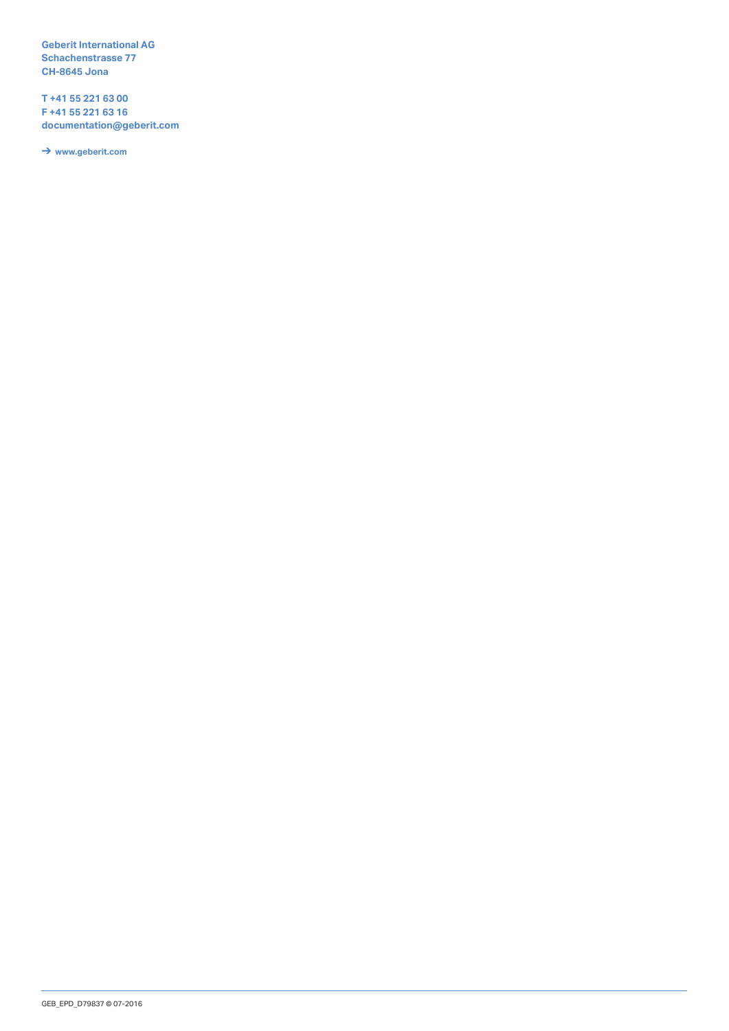**Geberit International AG**
**Schachenstrasse 77**
**CH-8645 Jona**

**T +41 55 221 63 00**
**F +41 55 221 63 16**
**documentation@geberit.com**

→ **www.geberit.com**

GEB_EPD_D79837 © 07-2016